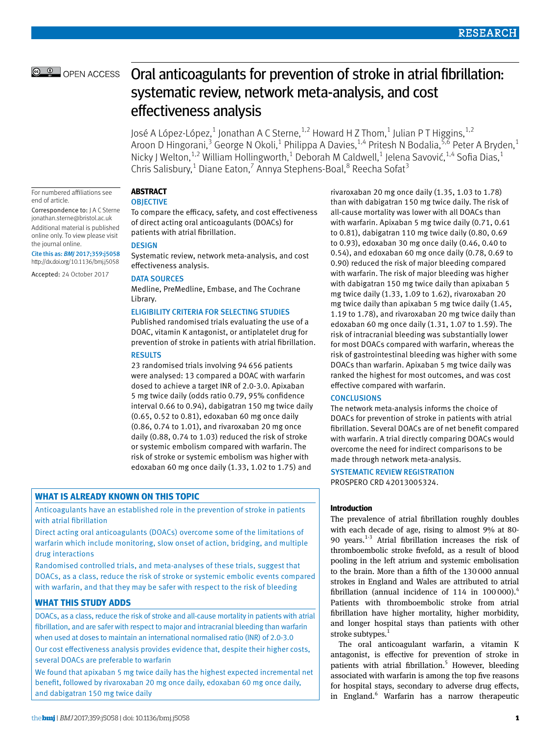# Oral anticoagulants for prevention of stroke in atrial fibrillation: systematic review, network meta-analysis, and cost effectiveness analysis

José A López-López,[1] Jonathan A C Sterne,[1,2] Howard H Z Thom,[1] Julian P T Higgins,[1,2] Aroon D Hingorani,[3] George N Okoli,[1] Philippa A Davies,[1,4] Pritesh N Bodalia,[5,6] Peter A Bryden,[1] Nicky J Welton,[1,2] William Hollingworth,[1] Deborah M Caldwell,[1] Jelena Savović,[1,4] Sofia Dias,[1] Chris Salisbury,[1] Diane Eaton,[7] Annya Stephens-Boal,[8] Reecha Sofat[3]

For numbered affiliations see end of article.

Correspondence to: J A C Sterne jonathan.sterne@bristol.ac.uk

Additional material is published online only. To view please visit the journal online.

Cite this as: *BMJ* 2017;359:j5058 http://dx.doi.org/10.1136/bmj.j5058

Accepted: 24 October 2017

## ABSTRACT

### OBJECTIVE

To compare the efficacy, safety, and cost effectiveness of direct acting oral anticoagulants (DOACs) for patients with atrial fibrillation.

### DESIGN

Systematic review, network meta-analysis, and cost effectiveness analysis.

### DATA SOURCES

Medline, PreMedline, Embase, and The Cochrane Library.

### ELIGIBILITY CRITERIA FOR SELECTING STUDIES

Published randomised trials evaluating the use of a DOAC, vitamin K antagonist, or antiplatelet drug for prevention of stroke in patients with atrial fibrillation.

### RESULTS

23 randomised trials involving 94 656 patients were analysed: 13 compared a DOAC with warfarin dosed to achieve a target INR of 2.0-3.0. Apixaban 5 mg twice daily (odds ratio 0.79, 95% confidence interval 0.66 to 0.94), dabigatran 150 mg twice daily (0.65, 0.52 to 0.81), edoxaban 60 mg once daily (0.86, 0.74 to 1.01), and rivaroxaban 20 mg once daily (0.88, 0.74 to 1.03) reduced the risk of stroke or systemic embolism compared with warfarin. The risk of stroke or systemic embolism was higher with edoxaban 60 mg once daily (1.33, 1.02 to 1.75) and rivaroxaban 20 mg once daily (1.35, 1.03 to 1.78) than with dabigatran 150 mg twice daily. The risk of all-cause mortality was lower with all DOACs than with warfarin. Apixaban 5 mg twice daily (0.71, 0.61 to 0.81), dabigatran 110 mg twice daily (0.80, 0.69 to 0.93), edoxaban 30 mg once daily (0.46, 0.40 to 0.54), and edoxaban 60 mg once daily (0.78, 0.69 to 0.90) reduced the risk of major bleeding compared with warfarin. The risk of major bleeding was higher with dabigatran 150 mg twice daily than apixaban 5 mg twice daily (1.33, 1.09 to 1.62), rivaroxaban 20 mg twice daily than apixaban 5 mg twice daily (1.45, 1.19 to 1.78), and rivaroxaban 20 mg twice daily than edoxaban 60 mg once daily (1.31, 1.07 to 1.59). The risk of intracranial bleeding was substantially lower for most DOACs compared with warfarin, whereas the risk of gastrointestinal bleeding was higher with some DOACs than warfarin. Apixaban 5 mg twice daily was ranked the highest for most outcomes, and was cost effective compared with warfarin.

### CONCLUSIONS

The network meta-analysis informs the choice of DOACs for prevention of stroke in patients with atrial fibrillation. Several DOACs are of net benefit compared with warfarin. A trial directly comparing DOACs would overcome the need for indirect comparisons to be made through network meta-analysis.

### SYSTEMATIC REVIEW REGISTRATION

PROSPERO CRD 42013005324.

### WHAT IS ALREADY KNOWN ON THIS TOPIC

Anticoagulants have an established role in the prevention of stroke in patients with atrial fibrillation

Direct acting oral anticoagulants (DOACs) overcome some of the limitations of warfarin which include monitoring, slow onset of action, bridging, and multiple drug interactions

Randomised controlled trials, and meta-analyses of these trials, suggest that DOACs, as a class, reduce the risk of stroke or systemic embolic events compared with warfarin, and that they may be safer with respect to the risk of bleeding

### WHAT THIS STUDY ADDS

DOACs, as a class, reduce the risk of stroke and all-cause mortality in patients with atrial fibrillation, and are safer with respect to major and intracranial bleeding than warfarin when used at doses to maintain an international normalised ratio (INR) of 2.0-3.0

Our cost effectiveness analysis provides evidence that, despite their higher costs, several DOACs are preferable to warfarin

We found that apixaban 5 mg twice daily has the highest expected incremental net benefit, followed by rivaroxaban 20 mg once daily, edoxaban 60 mg once daily, and dabigatran 150 mg twice daily

## Introduction

The prevalence of atrial fibrillation roughly doubles with each decade of age, rising to almost 9% at 80-90 years.[1-3] Atrial fibrillation increases the risk of thromboembolic stroke fivefold, as a result of blood pooling in the left atrium and systemic embolisation to the brain. More than a fifth of the 130 000 annual strokes in England and Wales are attributed to atrial fibrillation (annual incidence of 114 in 100 000).[4] Patients with thromboembolic stroke from atrial fibrillation have higher mortality, higher morbidity, and longer hospital stays than patients with other stroke subtypes.[1]

The oral anticoagulant warfarin, a vitamin K antagonist, is effective for prevention of stroke in patients with atrial fibrillation.[5] However, bleeding associated with warfarin is among the top five reasons for hospital stays, secondary to adverse drug effects, in England.[6] Warfarin has a narrow therapeutic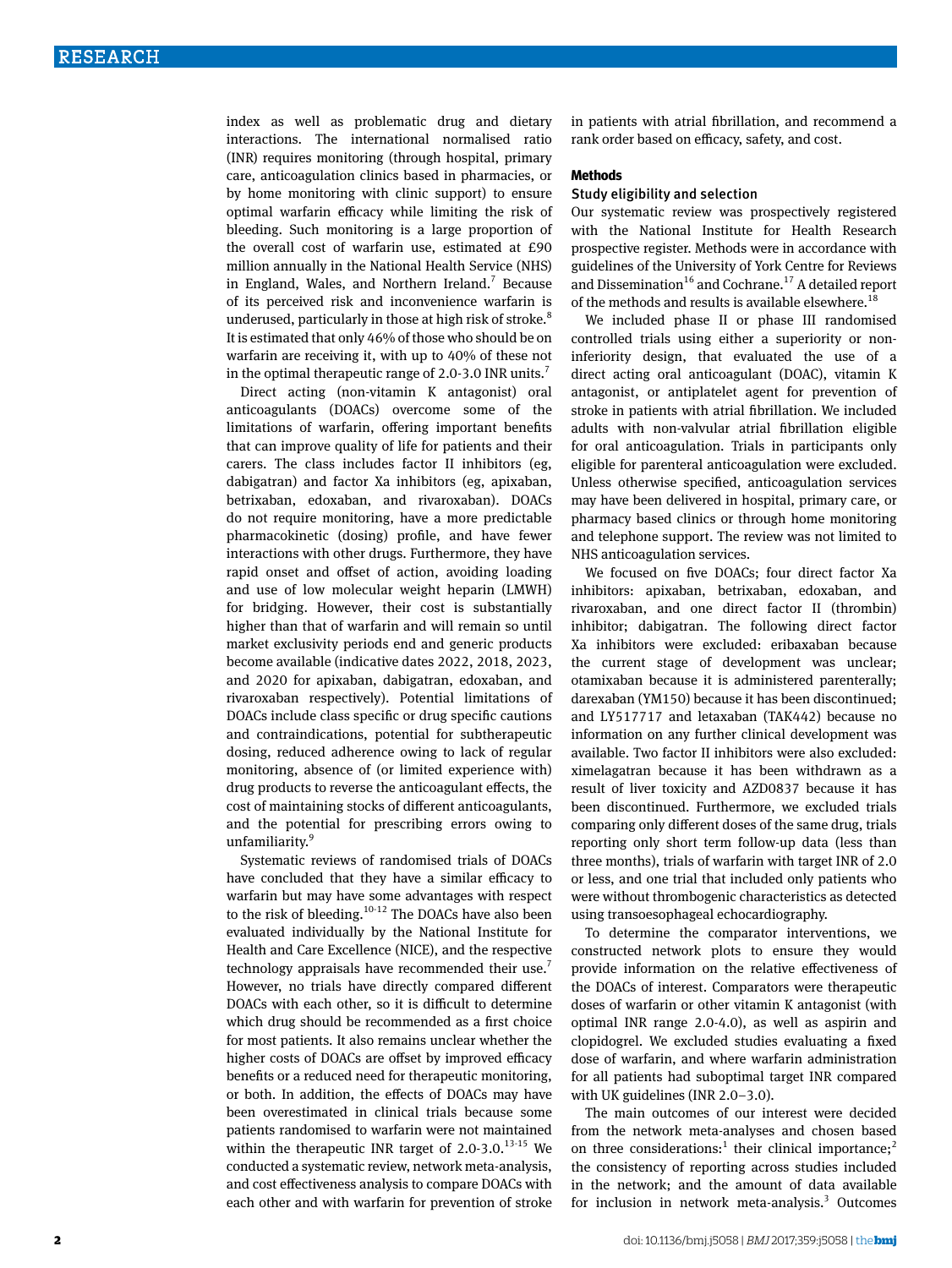index as well as problematic drug and dietary interactions. The international normalised ratio (INR) requires monitoring (through hospital, primary care, anticoagulation clinics based in pharmacies, or by home monitoring with clinic support) to ensure optimal warfarin efficacy while limiting the risk of bleeding. Such monitoring is a large proportion of the overall cost of warfarin use, estimated at £90 million annually in the National Health Service (NHS) in England, Wales, and Northern Ireland.[7] Because of its perceived risk and inconvenience warfarin is underused, particularly in those at high risk of stroke.[8] It is estimated that only 46% of those who should be on warfarin are receiving it, with up to 40% of these not in the optimal therapeutic range of 2.0-3.0 INR units.[7]

Direct acting (non-vitamin K antagonist) oral anticoagulants (DOACs) overcome some of the limitations of warfarin, offering important benefits that can improve quality of life for patients and their carers. The class includes factor II inhibitors (eg, dabigatran) and factor Xa inhibitors (eg, apixaban, betrixaban, edoxaban, and rivaroxaban). DOACs do not require monitoring, have a more predictable pharmacokinetic (dosing) profile, and have fewer interactions with other drugs. Furthermore, they have rapid onset and offset of action, avoiding loading and use of low molecular weight heparin (LMWH) for bridging. However, their cost is substantially higher than that of warfarin and will remain so until market exclusivity periods end and generic products become available (indicative dates 2022, 2018, 2023, and 2020 for apixaban, dabigatran, edoxaban, and rivaroxaban respectively). Potential limitations of DOACs include class specific or drug specific cautions and contraindications, potential for subtherapeutic dosing, reduced adherence owing to lack of regular monitoring, absence of (or limited experience with) drug products to reverse the anticoagulant effects, the cost of maintaining stocks of different anticoagulants, and the potential for prescribing errors owing to unfamiliarity.[9]

Systematic reviews of randomised trials of DOACs have concluded that they have a similar efficacy to warfarin but may have some advantages with respect to the risk of bleeding.[10-12] The DOACs have also been evaluated individually by the National Institute for Health and Care Excellence (NICE), and the respective technology appraisals have recommended their use.[7] However, no trials have directly compared different DOACs with each other, so it is difficult to determine which drug should be recommended as a first choice for most patients. It also remains unclear whether the higher costs of DOACs are offset by improved efficacy benefits or a reduced need for therapeutic monitoring, or both. In addition, the effects of DOACs may have been overestimated in clinical trials because some patients randomised to warfarin were not maintained within the therapeutic INR target of 2.0-3.0.[13-15] We conducted a systematic review, network meta-analysis, and cost effectiveness analysis to compare DOACs with each other and with warfarin for prevention of stroke in patients with atrial fibrillation, and recommend a rank order based on efficacy, safety, and cost.

## Methods

### Study eligibility and selection

Our systematic review was prospectively registered with the National Institute for Health Research prospective register. Methods were in accordance with guidelines of the University of York Centre for Reviews and Dissemination[16] and Cochrane.[17] A detailed report of the methods and results is available elsewhere.[18]

We included phase II or phase III randomised controlled trials using either a superiority or non-inferiority design, that evaluated the use of a direct acting oral anticoagulant (DOAC), vitamin K antagonist, or antiplatelet agent for prevention of stroke in patients with atrial fibrillation. We included adults with non-valvular atrial fibrillation eligible for oral anticoagulation. Trials in participants only eligible for parenteral anticoagulation were excluded. Unless otherwise specified, anticoagulation services may have been delivered in hospital, primary care, or pharmacy based clinics or through home monitoring and telephone support. The review was not limited to NHS anticoagulation services.

We focused on five DOACs; four direct factor Xa inhibitors: apixaban, betrixaban, edoxaban, and rivaroxaban, and one direct factor II (thrombin) inhibitor; dabigatran. The following direct factor Xa inhibitors were excluded: eribaxaban because the current stage of development was unclear; otamixaban because it is administered parenterally; darexaban (YM150) because it has been discontinued; and LY517717 and letaxaban (TAK442) because no information on any further clinical development was available. Two factor II inhibitors were also excluded: ximelagatran because it has been withdrawn as a result of liver toxicity and AZD0837 because it has been discontinued. Furthermore, we excluded trials comparing only different doses of the same drug, trials reporting only short term follow-up data (less than three months), trials of warfarin with target INR of 2.0 or less, and one trial that included only patients who were without thrombogenic characteristics as detected using transoesophageal echocardiography.

To determine the comparator interventions, we constructed network plots to ensure they would provide information on the relative effectiveness of the DOACs of interest. Comparators were therapeutic doses of warfarin or other vitamin K antagonist (with optimal INR range 2.0-4.0), as well as aspirin and clopidogrel. We excluded studies evaluating a fixed dose of warfarin, and where warfarin administration for all patients had suboptimal target INR compared with UK guidelines (INR 2.0–3.0).

The main outcomes of our interest were decided from the network meta-analyses and chosen based on three considerations:[1] their clinical importance;[2] the consistency of reporting across studies included in the network; and the amount of data available for inclusion in network meta-analysis.[3] Outcomes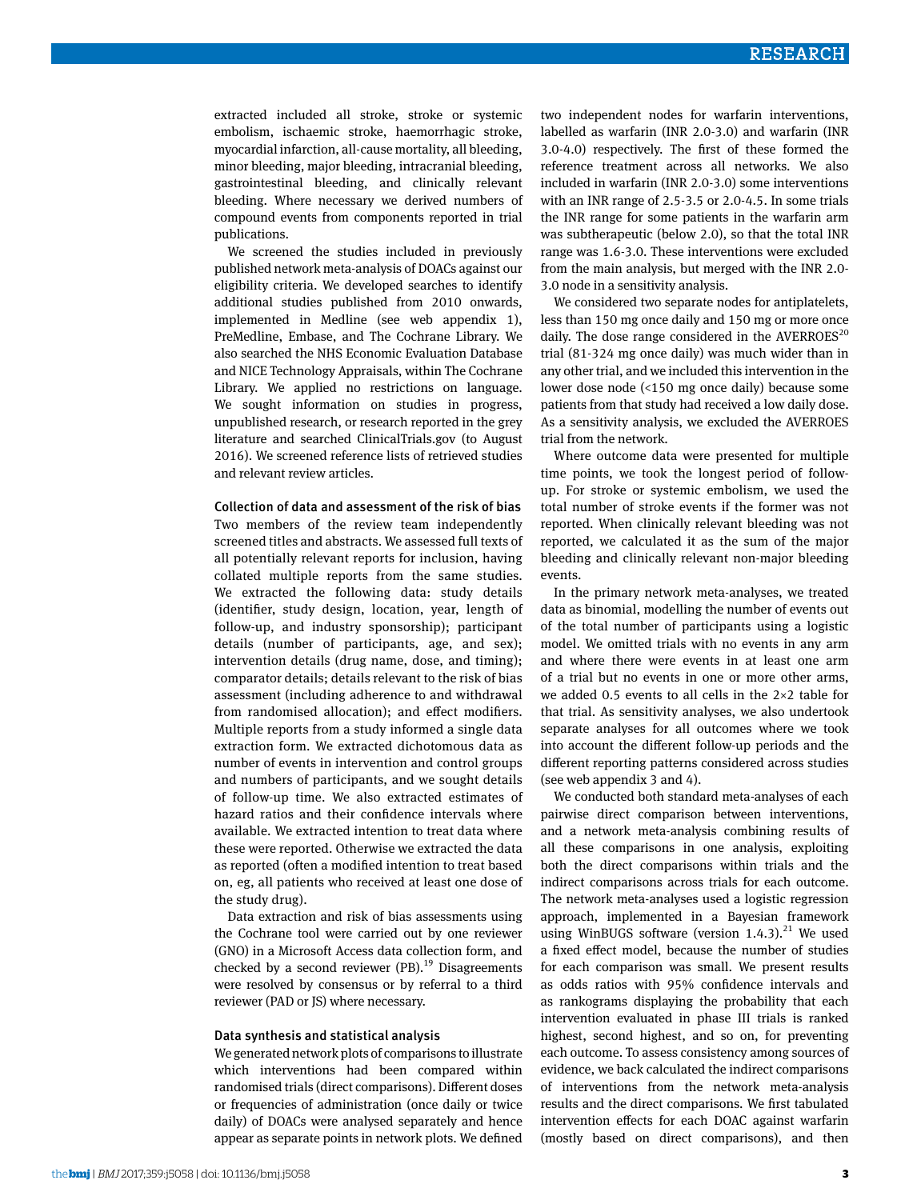extracted included all stroke, stroke or systemic embolism, ischaemic stroke, haemorrhagic stroke, myocardial infarction, all-cause mortality, all bleeding, minor bleeding, major bleeding, intracranial bleeding, gastrointestinal bleeding, and clinically relevant bleeding. Where necessary we derived numbers of compound events from components reported in trial publications.

We screened the studies included in previously published network meta-analysis of DOACs against our eligibility criteria. We developed searches to identify additional studies published from 2010 onwards, implemented in Medline (see web appendix 1), PreMedline, Embase, and The Cochrane Library. We also searched the NHS Economic Evaluation Database and NICE Technology Appraisals, within The Cochrane Library. We applied no restrictions on language. We sought information on studies in progress, unpublished research, or research reported in the grey literature and searched ClinicalTrials.gov (to August 2016). We screened reference lists of retrieved studies and relevant review articles.

### Collection of data and assessment of the risk of bias

Two members of the review team independently screened titles and abstracts. We assessed full texts of all potentially relevant reports for inclusion, having collated multiple reports from the same studies. We extracted the following data: study details (identifier, study design, location, year, length of follow-up, and industry sponsorship); participant details (number of participants, age, and sex); intervention details (drug name, dose, and timing); comparator details; details relevant to the risk of bias assessment (including adherence to and withdrawal from randomised allocation); and effect modifiers. Multiple reports from a study informed a single data extraction form. We extracted dichotomous data as number of events in intervention and control groups and numbers of participants, and we sought details of follow-up time. We also extracted estimates of hazard ratios and their confidence intervals where available. We extracted intention to treat data where these were reported. Otherwise we extracted the data as reported (often a modified intention to treat based on, eg, all patients who received at least one dose of the study drug).

Data extraction and risk of bias assessments using the Cochrane tool were carried out by one reviewer (GNO) in a Microsoft Access data collection form, and checked by a second reviewer (PB).[19] Disagreements were resolved by consensus or by referral to a third reviewer (PAD or JS) where necessary.

### Data synthesis and statistical analysis

We generated network plots of comparisons to illustrate which interventions had been compared within randomised trials (direct comparisons). Different doses or frequencies of administration (once daily or twice daily) of DOACs were analysed separately and hence appear as separate points in network plots. We defined two independent nodes for warfarin interventions, labelled as warfarin (INR 2.0-3.0) and warfarin (INR 3.0-4.0) respectively. The first of these formed the reference treatment across all networks. We also included in warfarin (INR 2.0-3.0) some interventions with an INR range of 2.5-3.5 or 2.0-4.5. In some trials the INR range for some patients in the warfarin arm was subtherapeutic (below 2.0), so that the total INR range was 1.6-3.0. These interventions were excluded from the main analysis, but merged with the INR 2.0-3.0 node in a sensitivity analysis.

We considered two separate nodes for antiplatelets, less than 150 mg once daily and 150 mg or more once daily. The dose range considered in the AVERROES[20] trial (81-324 mg once daily) was much wider than in any other trial, and we included this intervention in the lower dose node (<150 mg once daily) because some patients from that study had received a low daily dose. As a sensitivity analysis, we excluded the AVERROES trial from the network.

Where outcome data were presented for multiple time points, we took the longest period of follow-up. For stroke or systemic embolism, we used the total number of stroke events if the former was not reported. When clinically relevant bleeding was not reported, we calculated it as the sum of the major bleeding and clinically relevant non-major bleeding events.

In the primary network meta-analyses, we treated data as binomial, modelling the number of events out of the total number of participants using a logistic model. We omitted trials with no events in any arm and where there were events in at least one arm of a trial but no events in one or more other arms, we added 0.5 events to all cells in the 2×2 table for that trial. As sensitivity analyses, we also undertook separate analyses for all outcomes where we took into account the different follow-up periods and the different reporting patterns considered across studies (see web appendix 3 and 4).

We conducted both standard meta-analyses of each pairwise direct comparison between interventions, and a network meta-analysis combining results of all these comparisons in one analysis, exploiting both the direct comparisons within trials and the indirect comparisons across trials for each outcome. The network meta-analyses used a logistic regression approach, implemented in a Bayesian framework using WinBUGS software (version 1.4.3).[21] We used a fixed effect model, because the number of studies for each comparison was small. We present results as odds ratios with 95% confidence intervals and as rankograms displaying the probability that each intervention evaluated in phase III trials is ranked highest, second highest, and so on, for preventing each outcome. To assess consistency among sources of evidence, we back calculated the indirect comparisons of interventions from the network meta-analysis results and the direct comparisons. We first tabulated intervention effects for each DOAC against warfarin (mostly based on direct comparisons), and then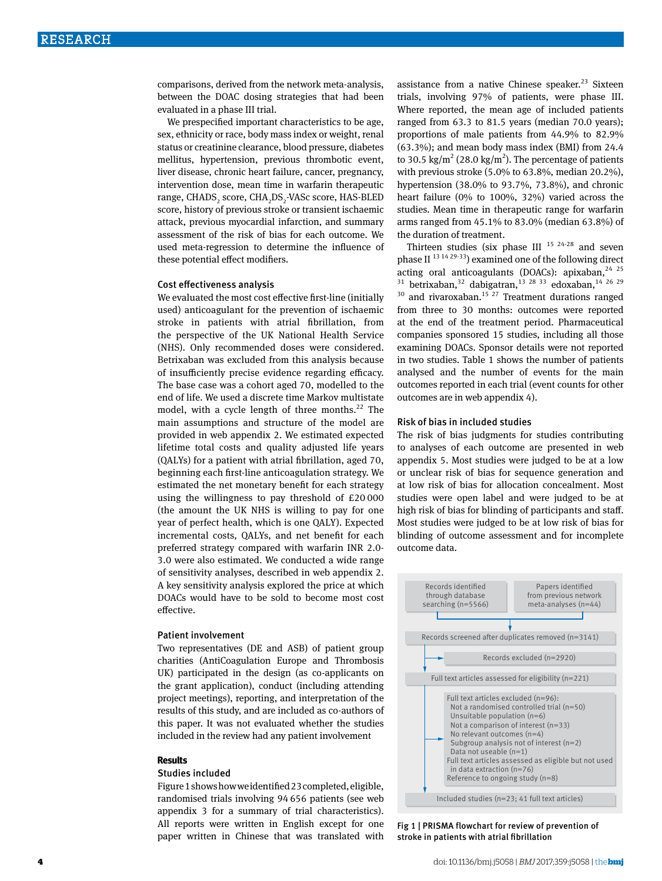comparisons, derived from the network meta-analysis, between the DOAC dosing strategies that had been evaluated in a phase III trial.

We prespecified important characteristics to be age, sex, ethnicity or race, body mass index or weight, renal status or creatinine clearance, blood pressure, diabetes mellitus, hypertension, previous thrombotic event, liver disease, chronic heart failure, cancer, pregnancy, intervention dose, mean time in warfarin therapeutic range, $CHADS_2$ score, $CHA_2DS_2$-VASc score, HAS-BLED score, history of previous stroke or transient ischaemic attack, previous myocardial infarction, and summary assessment of the risk of bias for each outcome. We used meta-regression to determine the influence of these potential effect modifiers.

### Cost effectiveness analysis

We evaluated the most cost effective first-line (initially used) anticoagulant for the prevention of ischaemic stroke in patients with atrial fibrillation, from the perspective of the UK National Health Service (NHS). Only recommended doses were considered. Betrixaban was excluded from this analysis because of insufficiently precise evidence regarding efficacy. The base case was a cohort aged 70, modelled to the end of life. We used a discrete time Markov multistate model, with a cycle length of three months.[22] The main assumptions and structure of the model are provided in web appendix 2. We estimated expected lifetime total costs and quality adjusted life years (QALYs) for a patient with atrial fibrillation, aged 70, beginning each first-line anticoagulation strategy. We estimated the net monetary benefit for each strategy using the willingness to pay threshold of £20 000 (the amount the UK NHS is willing to pay for one year of perfect health, which is one QALY). Expected incremental costs, QALYs, and net benefit for each preferred strategy compared with warfarin INR 2.0-3.0 were also estimated. We conducted a wide range of sensitivity analyses, described in web appendix 2. A key sensitivity analysis explored the price at which DOACs would have to be sold to become most cost effective.

### Patient involvement

Two representatives (DE and ASB) of patient group charities (AntiCoagulation Europe and Thrombosis UK) participated in the design (as co-applicants on the grant application), conduct (including attending project meetings), reporting, and interpretation of the results of this study, and are included as co-authors of this paper. It was not evaluated whether the studies included in the review had any patient involvement

## Results

### Studies included

Figure 1 shows how we identified 23 completed, eligible, randomised trials involving 94 656 patients (see web appendix 3 for a summary of trial characteristics). All reports were written in English except for one paper written in Chinese that was translated with assistance from a native Chinese speaker.[23] Sixteen trials, involving 97% of patients, were phase III. Where reported, the mean age of included patients ranged from 63.3 to 81.5 years (median 70.0 years); proportions of male patients from 44.9% to 82.9% (63.3%); and mean body mass index (BMI) from 24.4 to 30.5 kg/m$^2$ (28.0 kg/m$^2$). The percentage of patients with previous stroke (5.0% to 63.8%, median 20.2%), hypertension (38.0% to 93.7%, 73.8%), and chronic heart failure (0% to 100%, 32%) varied across the studies. Mean time in therapeutic range for warfarin arms ranged from 45.1% to 83.0% (median 63.8%) of the duration of treatment.

Thirteen studies (six phase III [15 24-28] and seven phase II [13 14 29-33]) examined one of the following direct acting oral anticoagulants (DOACs): apixaban,[24 25 31] betrixaban,[32] dabigatran,[13 28 33] edoxaban,[14 26 29 30] and rivaroxaban.[15 27] Treatment durations ranged from three to 30 months: outcomes were reported at the end of the treatment period. Pharmaceutical companies sponsored 15 studies, including all those examining DOACs. Sponsor details were not reported in two studies. Table 1 shows the number of patients analysed and the number of events for the main outcomes reported in each trial (event counts for other outcomes are in web appendix 4).

### Risk of bias in included studies

The risk of bias judgments for studies contributing to analyses of each outcome are presented in web appendix 5. Most studies were judged to be at a low or unclear risk of bias for sequence generation and at low risk of bias for allocation concealment. Most studies were open label and were judged to be at high risk of bias for blinding of participants and staff. Most studies were judged to be at low risk of bias for blinding of outcome assessment and for incomplete outcome data.

Records identified through database searching (n=5566)

Papers identified from previous network meta-analyses (n=44)

Records screened after duplicates removed (n=3141)

Records excluded (n=2920)

Full text articles assessed for eligibility (n=221)

Full text articles excluded (n=96):
- Not a randomised controlled trial (n=50)
- Unsuitable population (n=6)
- Not a comparison of interest (n=33)
- No relevant outcomes (n=4)
- Subgroup analysis not of interest (n=2)
- Data not useable (n=1)

Full text articles assessed as eligible but not used in data extraction (n=76)

Reference to ongoing study (n=8)

Included studies (n=23; 41 full text articles)

Fig 1 | PRISMA flowchart for review of prevention of stroke in patients with atrial fibrillation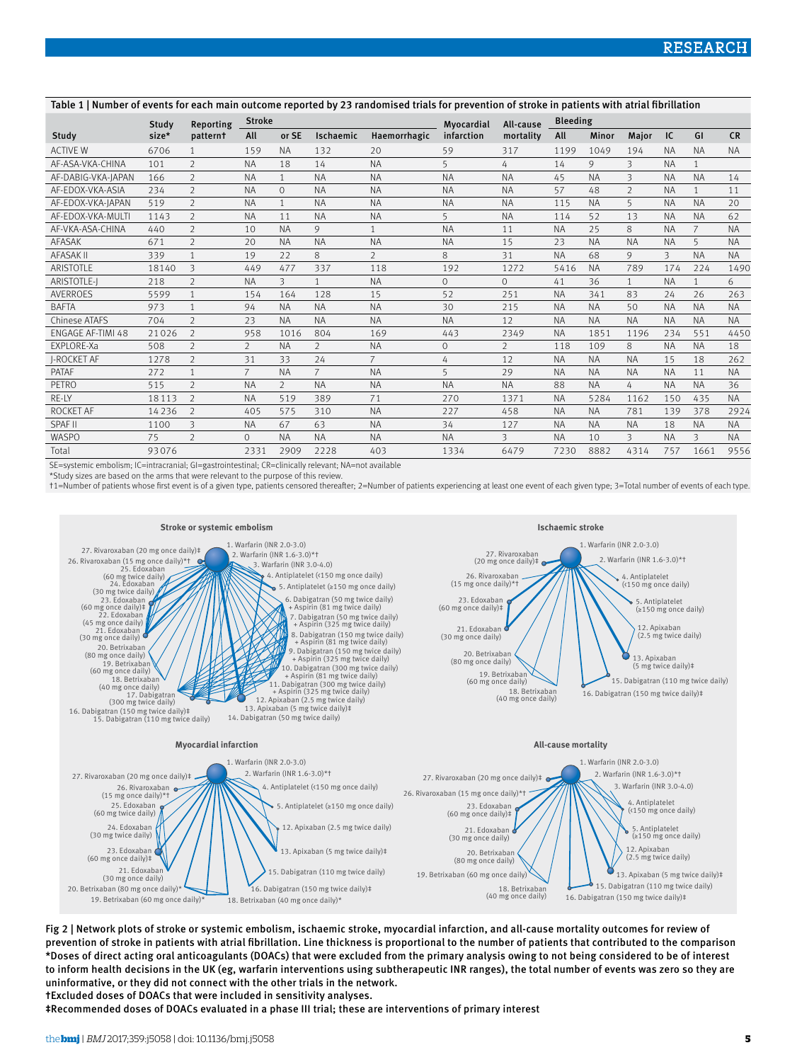**Table 1 | Number of events for each main outcome reported by 23 randomised trials for prevention of stroke in patients with atrial fibrillation**

| Study | Study size* | Reporting pattern† | Stroke | | | | Myocardial infarction | All-cause mortality | Bleeding | | | | | |
|---|---|---|---|---|---|---|---|---|---|---|---|---|---|---|
| | | | All | or SE | Ischaemic | Haemorrhagic | | | All | Minor | Major | IC | GI | CR |
| ACTIVE W | 6706 | 1 | 159 | NA | 132 | 20 | 59 | 317 | 1199 | 1049 | 194 | NA | NA | NA |
| AF-ASA-VKA-CHINA | 101 | 2 | NA | 18 | 14 | NA | 5 | 4 | 14 | 9 | 3 | NA | 1 | |
| AF-DABIG-VKA-JAPAN | 166 | 2 | NA | 1 | NA | NA | NA | NA | 45 | NA | 3 | NA | NA | 14 |
| AF-EDOX-VKA-ASIA | 234 | 2 | NA | 0 | NA | NA | NA | NA | 57 | 48 | 2 | NA | 1 | 11 |
| AF-EDOX-VKA-JAPAN | 519 | 2 | NA | 1 | NA | NA | NA | NA | 115 | NA | 5 | NA | NA | 20 |
| AF-EDOX-VKA-MULTI | 1143 | 2 | NA | 11 | NA | NA | 5 | NA | 114 | 52 | 13 | NA | NA | 62 |
| AF-VKA-ASA-CHINA | 440 | 2 | 10 | NA | 9 | 1 | NA | 11 | NA | 25 | 8 | NA | 7 | NA |
| AFASAK | 671 | 2 | 20 | NA | NA | NA | NA | 15 | 23 | NA | NA | NA | 5 | NA |
| AFASAK II | 339 | 1 | 19 | 22 | 8 | 2 | 8 | 31 | NA | 68 | 9 | 3 | NA | NA |
| ARISTOTLE | 18140 | 3 | 449 | 477 | 337 | 118 | 192 | 1272 | 5416 | NA | 789 | 174 | 224 | 1490 |
| ARISTOTLE-J | 218 | 2 | NA | 3 | 1 | NA | 0 | 0 | 41 | 36 | 1 | NA | NA | 6 |
| AVERROES | 5599 | 1 | 154 | 164 | 128 | 15 | 52 | 251 | NA | 341 | 83 | 24 | 26 | 263 |
| BAFTA | 973 | 1 | 94 | NA | NA | NA | 30 | 215 | NA | NA | 50 | NA | NA | NA |
| Chinese ATAFS | 704 | 2 | 23 | NA | NA | NA | NA | 12 | NA | NA | NA | NA | NA | NA |
| ENGAGE AF-TIMI 48 | 21026 | 2 | 958 | 1016 | 804 | 169 | 443 | 2349 | NA | 1851 | 1196 | 234 | 551 | 4450 |
| EXPLORE-Xa | 508 | 2 | 2 | NA | 2 | NA | 0 | 2 | 118 | 109 | 8 | NA | NA | 18 |
| J-ROCKET AF | 1278 | 2 | 31 | 33 | 24 | 7 | 4 | 12 | NA | NA | NA | 15 | 18 | 262 |
| PATAF | 272 | 1 | 7 | NA | 7 | NA | 5 | 29 | NA | NA | NA | NA | 11 | NA |
| PETRO | 515 | 2 | NA | 2 | NA | NA | NA | NA | 88 | NA | 4 | NA | NA | 36 |
| RE-LY | 18113 | 2 | NA | 519 | 389 | 71 | 270 | 1371 | NA | 5284 | 1162 | 150 | 435 | NA |
| ROCKET AF | 14236 | 2 | 405 | 575 | 310 | NA | 227 | 458 | NA | NA | 781 | 139 | 378 | 2924 |
| SPAF II | 1100 | 3 | NA | 67 | 63 | NA | 34 | 127 | NA | NA | NA | 18 | NA | NA |
| WASPO | 75 | 2 | 0 | NA | NA | NA | NA | 3 | NA | 10 | 3 | NA | 3 | NA |
| Total | 93076 | | 2331 | 2909 | 2228 | 403 | 1334 | 6479 | 7230 | 8882 | 4314 | 757 | 1661 | 9556 |

SE=systemic embolism; IC=intracranial; GI=gastrointestinal; CR=clinically relevant; NA=not available

*Study sizes are based on the arms that were relevant to the purpose of this review.

†1=Number of patients whose first event is of a given type, patients censored thereafter; 2=Number of patients experiencing at least one event of each given type; 3=Total number of events of each type.

Fig 2 | Network plots of stroke or systemic embolism, ischaemic stroke, myocardial infarction, and all-cause mortality outcomes for review of prevention of stroke in patients with atrial fibrillation. Line thickness is proportional to the number of patients that contributed to the comparison
*Doses of direct acting oral anticoagulants (DOACs) that were excluded from the primary analysis owing to not being considered to be of interest to inform health decisions in the UK (eg, warfarin interventions using subtherapeutic INR ranges), the total number of events was zero so they are uninformative, or they did not connect with the other trials in the network.
†Excluded doses of DOACs that were included in sensitivity analyses.
‡Recommended doses of DOACs evaluated in a phase III trial; these are interventions of primary interest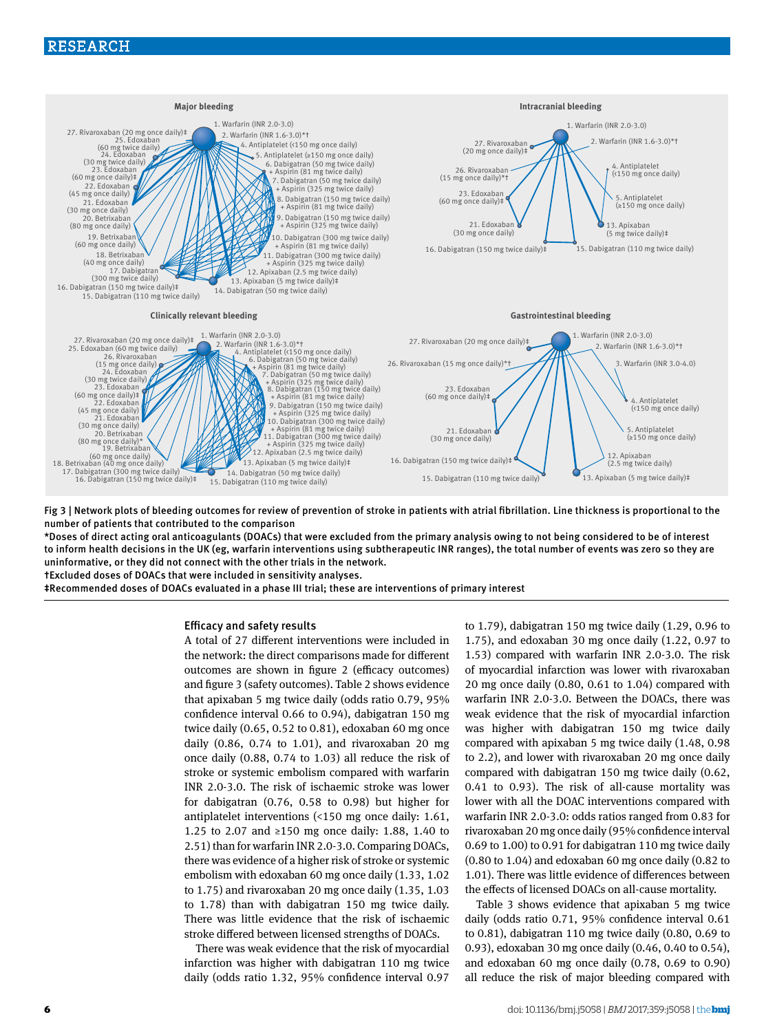Fig 3 | Network plots of bleeding outcomes for review of prevention of stroke in patients with atrial fibrillation. Line thickness is proportional to the number of patients that contributed to the comparison

*Doses of direct acting oral anticoagulants (DOACs) that were excluded from the primary analysis owing to not being considered to be of interest to inform health decisions in the UK (eg, warfarin interventions using subtherapeutic INR ranges), the total number of events was zero so they are uninformative, or they did not connect with the other trials in the network.

†Excluded doses of DOACs that were included in sensitivity analyses.

‡Recommended doses of DOACs evaluated in a phase III trial; these are interventions of primary interest

### Efficacy and safety results

A total of 27 different interventions were included in the network: the direct comparisons made for different outcomes are shown in figure 2 (efficacy outcomes) and figure 3 (safety outcomes). Table 2 shows evidence that apixaban 5 mg twice daily (odds ratio 0.79, 95% confidence interval 0.66 to 0.94), dabigatran 150 mg twice daily (0.65, 0.52 to 0.81), edoxaban 60 mg once daily (0.86, 0.74 to 1.01), and rivaroxaban 20 mg once daily (0.88, 0.74 to 1.03) all reduce the risk of stroke or systemic embolism compared with warfarin INR 2.0-3.0. The risk of ischaemic stroke was lower for dabigatran (0.76, 0.58 to 0.98) but higher for antiplatelet interventions (<150 mg once daily: 1.61, 1.25 to 2.07 and ≥150 mg once daily: 1.88, 1.40 to 2.51) than for warfarin INR 2.0-3.0. Comparing DOACs, there was evidence of a higher risk of stroke or systemic embolism with edoxaban 60 mg once daily (1.33, 1.02 to 1.75) and rivaroxaban 20 mg once daily (1.35, 1.03 to 1.78) than with dabigatran 150 mg twice daily. There was little evidence that the risk of ischaemic stroke differed between licensed strengths of DOACs.

There was weak evidence that the risk of myocardial infarction was higher with dabigatran 110 mg twice daily (odds ratio 1.32, 95% confidence interval 0.97 to 1.79), dabigatran 150 mg twice daily (1.29, 0.96 to 1.75), and edoxaban 30 mg once daily (1.22, 0.97 to 1.53) compared with warfarin INR 2.0-3.0. The risk of myocardial infarction was lower with rivaroxaban 20 mg once daily (0.80, 0.61 to 1.04) compared with warfarin INR 2.0-3.0. Between the DOACs, there was weak evidence that the risk of myocardial infarction was higher with dabigatran 150 mg twice daily compared with apixaban 5 mg twice daily (1.48, 0.98 to 2.2), and lower with rivaroxaban 20 mg once daily compared with dabigatran 150 mg twice daily (0.62, 0.41 to 0.93). The risk of all-cause mortality was lower with all the DOAC interventions compared with warfarin INR 2.0-3.0: odds ratios ranged from 0.83 for rivaroxaban 20 mg once daily (95% confidence interval 0.69 to 1.00) to 0.91 for dabigatran 110 mg twice daily (0.80 to 1.04) and edoxaban 60 mg once daily (0.82 to 1.01). There was little evidence of differences between the effects of licensed DOACs on all-cause mortality.

Table 3 shows evidence that apixaban 5 mg twice daily (odds ratio 0.71, 95% confidence interval 0.61 to 0.81), dabigatran 110 mg twice daily (0.80, 0.69 to 0.93), edoxaban 30 mg once daily (0.46, 0.40 to 0.54), and edoxaban 60 mg once daily (0.78, 0.69 to 0.90) all reduce the risk of major bleeding compared with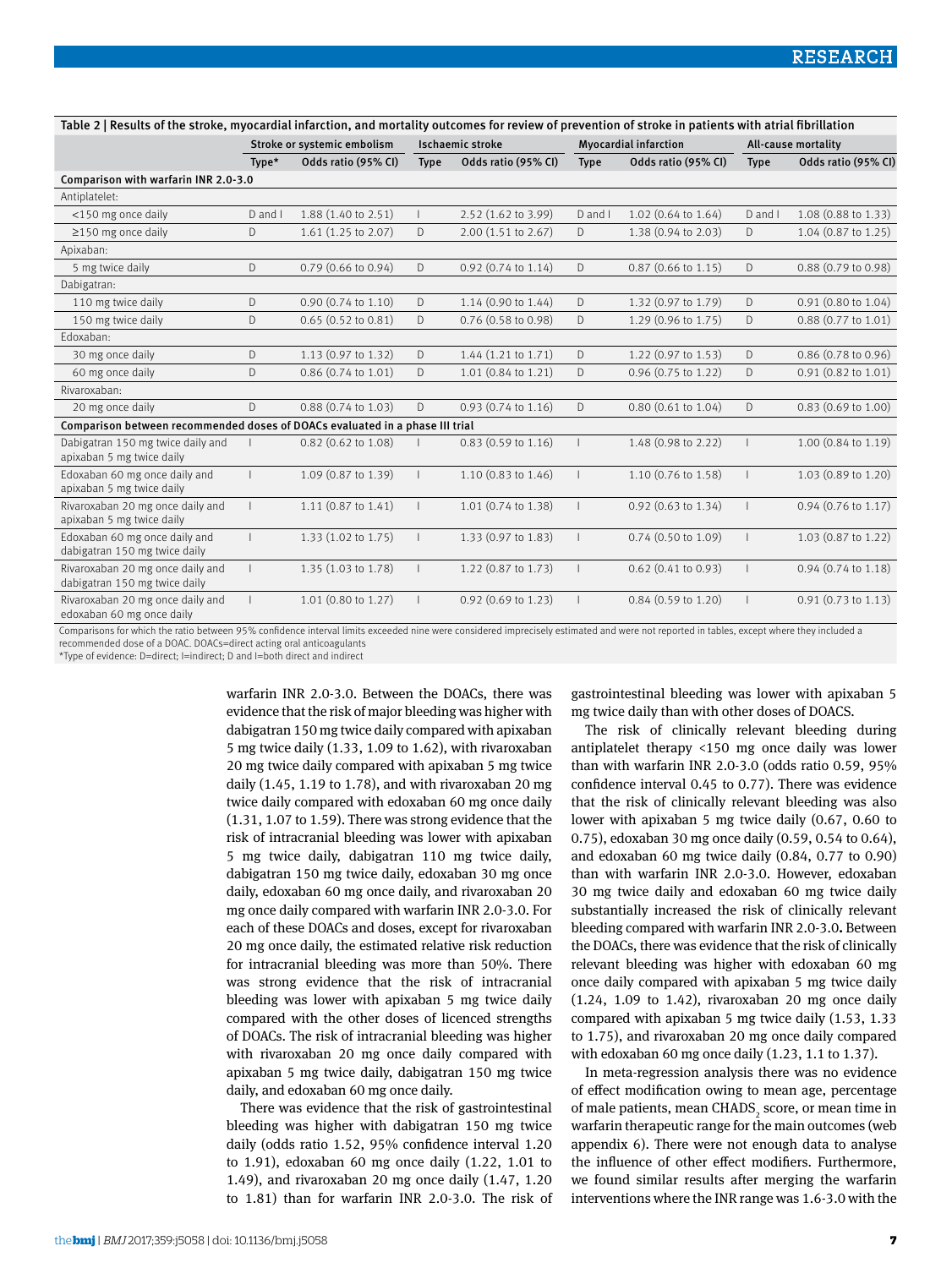Table 2 | Results of the stroke, myocardial infarction, and mortality outcomes for review of prevention of stroke in patients with atrial fibrillation

| | Stroke or systemic embolism | | Ischaemic stroke | | Myocardial infarction | | All-cause mortality | |
|---|---|---|---|---|---|---|---|---|
| | Type* | Odds ratio (95% CI) | Type | Odds ratio (95% CI) | Type | Odds ratio (95% CI) | Type | Odds ratio (95% CI) |
| **Comparison with warfarin INR 2.0-3.0** | | | | | | | | |
| Antiplatelet: | | | | | | | | |
| <150 mg once daily | D and I | 1.88 (1.40 to 2.51) | I | 2.52 (1.62 to 3.99) | D and I | 1.02 (0.64 to 1.64) | D and I | 1.08 (0.88 to 1.33) |
| ≥150 mg once daily | D | 1.61 (1.25 to 2.07) | D | 2.00 (1.51 to 2.67) | D | 1.38 (0.94 to 2.03) | D | 1.04 (0.87 to 1.25) |
| Apixaban: | | | | | | | | |
| 5 mg twice daily | D | 0.79 (0.66 to 0.94) | D | 0.92 (0.74 to 1.14) | D | 0.87 (0.66 to 1.15) | D | 0.88 (0.79 to 0.98) |
| Dabigatran: | | | | | | | | |
| 110 mg twice daily | D | 0.90 (0.74 to 1.10) | D | 1.14 (0.90 to 1.44) | D | 1.32 (0.97 to 1.79) | D | 0.91 (0.80 to 1.04) |
| 150 mg twice daily | D | 0.65 (0.52 to 0.81) | D | 0.76 (0.58 to 0.98) | D | 1.29 (0.96 to 1.75) | D | 0.88 (0.77 to 1.01) |
| Edoxaban: | | | | | | | | |
| 30 mg once daily | D | 1.13 (0.97 to 1.32) | D | 1.44 (1.21 to 1.71) | D | 1.22 (0.97 to 1.53) | D | 0.86 (0.78 to 0.96) |
| 60 mg once daily | D | 0.86 (0.74 to 1.01) | D | 1.01 (0.84 to 1.21) | D | 0.96 (0.75 to 1.22) | D | 0.91 (0.82 to 1.01) |
| Rivaroxaban: | | | | | | | | |
| 20 mg once daily | D | 0.88 (0.74 to 1.03) | D | 0.93 (0.74 to 1.16) | D | 0.80 (0.61 to 1.04) | D | 0.83 (0.69 to 1.00) |
| **Comparison between recommended doses of DOACs evaluated in a phase III trial** | | | | | | | | |
| Dabigatran 150 mg twice daily and apixaban 5 mg twice daily | I | 0.82 (0.62 to 1.08) | I | 0.83 (0.59 to 1.16) | I | 1.48 (0.98 to 2.22) | I | 1.00 (0.84 to 1.19) |
| Edoxaban 60 mg once daily and apixaban 5 mg twice daily | I | 1.09 (0.87 to 1.39) | I | 1.10 (0.83 to 1.46) | I | 1.10 (0.76 to 1.58) | I | 1.03 (0.89 to 1.20) |
| Rivaroxaban 20 mg once daily and apixaban 5 mg twice daily | I | 1.11 (0.87 to 1.41) | I | 1.01 (0.74 to 1.38) | I | 0.92 (0.63 to 1.34) | I | 0.94 (0.76 to 1.17) |
| Edoxaban 60 mg once daily and dabigatran 150 mg twice daily | I | 1.33 (1.02 to 1.75) | I | 1.33 (0.97 to 1.83) | I | 0.74 (0.50 to 1.09) | I | 1.03 (0.87 to 1.22) |
| Rivaroxaban 20 mg once daily and dabigatran 150 mg twice daily | I | 1.35 (1.03 to 1.78) | I | 1.22 (0.87 to 1.73) | I | 0.62 (0.41 to 0.93) | I | 0.94 (0.74 to 1.18) |
| Rivaroxaban 20 mg once daily and edoxaban 60 mg once daily | I | 1.01 (0.80 to 1.27) | I | 0.92 (0.69 to 1.23) | I | 0.84 (0.59 to 1.20) | I | 0.91 (0.73 to 1.13) |

Comparisons for which the ratio between 95% confidence interval limits exceeded nine were considered imprecisely estimated and were not reported in tables, except where they included a recommended dose of a DOAC. DOACs=direct acting oral anticoagulants

*Type of evidence: D=direct; I=indirect; D and I=both direct and indirect

warfarin INR 2.0-3.0. Between the DOACs, there was evidence that the risk of major bleeding was higher with dabigatran 150 mg twice daily compared with apixaban 5 mg twice daily (1.33, 1.09 to 1.62), with rivaroxaban 20 mg twice daily compared with apixaban 5 mg twice daily (1.45, 1.19 to 1.78), and with rivaroxaban 20 mg twice daily compared with edoxaban 60 mg once daily (1.31, 1.07 to 1.59). There was strong evidence that the risk of intracranial bleeding was lower with apixaban 5 mg twice daily, dabigatran 110 mg twice daily, dabigatran 150 mg twice daily, edoxaban 30 mg once daily, edoxaban 60 mg once daily, and rivaroxaban 20 mg once daily compared with warfarin INR 2.0-3.0. For each of these DOACs and doses, except for rivaroxaban 20 mg once daily, the estimated relative risk reduction for intracranial bleeding was more than 50%. There was strong evidence that the risk of intracranial bleeding was lower with apixaban 5 mg twice daily compared with the other doses of licenced strengths of DOACs. The risk of intracranial bleeding was higher with rivaroxaban 20 mg once daily compared with apixaban 5 mg twice daily, dabigatran 150 mg twice daily, and edoxaban 60 mg once daily.

There was evidence that the risk of gastrointestinal bleeding was higher with dabigatran 150 mg twice daily (odds ratio 1.52, 95% confidence interval 1.20 to 1.91), edoxaban 60 mg once daily (1.22, 1.01 to 1.49), and rivaroxaban 20 mg once daily (1.47, 1.20 to 1.81) than for warfarin INR 2.0-3.0. The risk of gastrointestinal bleeding was lower with apixaban 5 mg twice daily than with other doses of DOACS.

The risk of clinically relevant bleeding during antiplatelet therapy <150 mg once daily was lower than with warfarin INR 2.0-3.0 (odds ratio 0.59, 95% confidence interval 0.45 to 0.77). There was evidence that the risk of clinically relevant bleeding was also lower with apixaban 5 mg twice daily (0.67, 0.60 to 0.75), edoxaban 30 mg once daily (0.59, 0.54 to 0.64), and edoxaban 60 mg twice daily (0.84, 0.77 to 0.90) than with warfarin INR 2.0-3.0. However, edoxaban 30 mg twice daily and edoxaban 60 mg twice daily substantially increased the risk of clinically relevant bleeding compared with warfarin INR 2.0-3.0. Between the DOACs, there was evidence that the risk of clinically relevant bleeding was higher with edoxaban 60 mg once daily compared with apixaban 5 mg twice daily (1.24, 1.09 to 1.42), rivaroxaban 20 mg once daily compared with apixaban 5 mg twice daily (1.53, 1.33 to 1.75), and rivaroxaban 20 mg once daily compared with edoxaban 60 mg once daily (1.23, 1.1 to 1.37).

In meta-regression analysis there was no evidence of effect modification owing to mean age, percentage of male patients, mean $CHADS_2$ score, or mean time in warfarin therapeutic range for the main outcomes (web appendix 6). There were not enough data to analyse the influence of other effect modifiers. Furthermore, we found similar results after merging the warfarin interventions where the INR range was 1.6-3.0 with the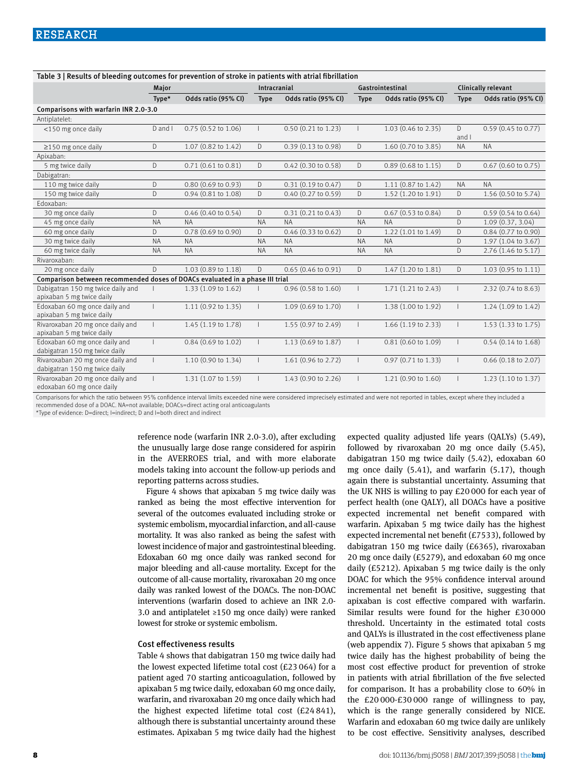Table 3 | Results of bleeding outcomes for prevention of stroke in patients with atrial fibrillation

| | Major | | Intracranial | | Gastrointestinal | | Clinically relevant | |
|---|---|---|---|---|---|---|---|---|
| | Type* | Odds ratio (95% CI) | Type | Odds ratio (95% CI) | Type | Odds ratio (95% CI) | Type | Odds ratio (95% CI) |
| **Comparisons with warfarin INR 2.0-3.0** | | | | | | | | |
| Antiplatelet: | | | | | | | | |
| <150 mg once daily | D and I | 0.75 (0.52 to 1.06) | I | 0.50 (0.21 to 1.23) | I | 1.03 (0.46 to 2.35) | D and I | 0.59 (0.45 to 0.77) |
| ≥150 mg once daily | D | 1.07 (0.82 to 1.42) | D | 0.39 (0.13 to 0.98) | D | 1.60 (0.70 to 3.85) | NA | NA |
| Apixaban: | | | | | | | | |
| 5 mg twice daily | D | 0.71 (0.61 to 0.81) | D | 0.42 (0.30 to 0.58) | D | 0.89 (0.68 to 1.15) | D | 0.67 (0.60 to 0.75) |
| Dabigatran: | | | | | | | | |
| 110 mg twice daily | D | 0.80 (0.69 to 0.93) | D | 0.31 (0.19 to 0.47) | D | 1.11 (0.87 to 1.42) | NA | NA |
| 150 mg twice daily | D | 0.94 (0.81 to 1.08) | D | 0.40 (0.27 to 0.59) | D | 1.52 (1.20 to 1.91) | D | 1.56 (0.50 to 5.74) |
| Edoxaban: | | | | | | | | |
| 30 mg once daily | D | 0.46 (0.40 to 0.54) | D | 0.31 (0.21 to 0.43) | D | 0.67 (0.53 to 0.84) | D | 0.59 (0.54 to 0.64) |
| 45 mg once daily | NA | NA | NA | NA | NA | NA | D | 1.09 (0.37, 3.04) |
| 60 mg once daily | D | 0.78 (0.69 to 0.90) | D | 0.46 (0.33 to 0.62) | D | 1.22 (1.01 to 1.49) | D | 0.84 (0.77 to 0.90) |
| 30 mg twice daily | NA | NA | NA | NA | NA | NA | D | 1.97 (1.04 to 3.67) |
| 60 mg twice daily | NA | NA | NA | NA | NA | NA | D | 2.76 (1.46 to 5.17) |
| Rivaroxaban: | | | | | | | | |
| 20 mg once daily | D | 1.03 (0.89 to 1.18) | D | 0.65 (0.46 to 0.91) | D | 1.47 (1.20 to 1.81) | D | 1.03 (0.95 to 1.11) |
| **Comparison between recommended doses of DOACs evaluated in a phase III trial** | | | | | | | | |
| Dabigatran 150 mg twice daily and apixaban 5 mg twice daily | I | 1.33 (1.09 to 1.62) | I | 0.96 (0.58 to 1.60) | I | 1.71 (1.21 to 2.43) | I | 2.32 (0.74 to 8.63) |
| Edoxaban 60 mg once daily and apixaban 5 mg twice daily | I | 1.11 (0.92 to 1.35) | I | 1.09 (0.69 to 1.70) | I | 1.38 (1.00 to 1.92) | I | 1.24 (1.09 to 1.42) |
| Rivaroxaban 20 mg once daily and apixaban 5 mg twice daily | I | 1.45 (1.19 to 1.78) | I | 1.55 (0.97 to 2.49) | I | 1.66 (1.19 to 2.33) | I | 1.53 (1.33 to 1.75) |
| Edoxaban 60 mg once daily and dabigatran 150 mg twice daily | I | 0.84 (0.69 to 1.02) | I | 1.13 (0.69 to 1.87) | I | 0.81 (0.60 to 1.09) | I | 0.54 (0.14 to 1.68) |
| Rivaroxaban 20 mg once daily and dabigatran 150 mg twice daily | I | 1.10 (0.90 to 1.34) | I | 1.61 (0.96 to 2.72) | I | 0.97 (0.71 to 1.33) | I | 0.66 (0.18 to 2.07) |
| Rivaroxaban 20 mg once daily and edoxaban 60 mg once daily | I | 1.31 (1.07 to 1.59) | I | 1.43 (0.90 to 2.26) | I | 1.21 (0.90 to 1.60) | I | 1.23 (1.10 to 1.37) |

Comparisons for which the ratio between 95% confidence interval limits exceeded nine were considered imprecisely estimated and were not reported in tables, except where they included a recommended dose of a DOAC. NA=not available; DOACs=direct acting oral anticoagulants
*Type of evidence: D=direct; I=indirect; D and I=both direct and indirect

reference node (warfarin INR 2.0-3.0), after excluding the unusually large dose range considered for aspirin in the AVERROES trial, and with more elaborate models taking into account the follow-up periods and reporting patterns across studies.

Figure 4 shows that apixaban 5 mg twice daily was ranked as being the most effective intervention for several of the outcomes evaluated including stroke or systemic embolism, myocardial infarction, and all-cause mortality. It was also ranked as being the safest with lowest incidence of major and gastrointestinal bleeding. Edoxaban 60 mg once daily was ranked second for major bleeding and all-cause mortality. Except for the outcome of all-cause mortality, rivaroxaban 20 mg once daily was ranked lowest of the DOACs. The non-DOAC interventions (warfarin dosed to achieve an INR 2.0-3.0 and antiplatelet ≥150 mg once daily) were ranked lowest for stroke or systemic embolism.

### Cost effectiveness results

Table 4 shows that dabigatran 150 mg twice daily had the lowest expected lifetime total cost (£23 064) for a patient aged 70 starting anticoagulation, followed by apixaban 5 mg twice daily, edoxaban 60 mg once daily, warfarin, and rivaroxaban 20 mg once daily which had the highest expected lifetime total cost (£24 841), although there is substantial uncertainty around these estimates. Apixaban 5 mg twice daily had the highest expected quality adjusted life years (QALYs) (5.49), followed by rivaroxaban 20 mg once daily (5.45), dabigatran 150 mg twice daily (5.42), edoxaban 60 mg once daily (5.41), and warfarin (5.17), though again there is substantial uncertainty. Assuming that the UK NHS is willing to pay £20 000 for each year of perfect health (one QALY), all DOACs have a positive expected incremental net benefit compared with warfarin. Apixaban 5 mg twice daily has the highest expected incremental net benefit (£7533), followed by dabigatran 150 mg twice daily (£6365), rivaroxaban 20 mg once daily (£5279), and edoxaban 60 mg once daily (£5212). Apixaban 5 mg twice daily is the only DOAC for which the 95% confidence interval around incremental net benefit is positive, suggesting that apixaban is cost effective compared with warfarin. Similar results were found for the higher £30 000 threshold. Uncertainty in the estimated total costs and QALYs is illustrated in the cost effectiveness plane (web appendix 7). Figure 5 shows that apixaban 5 mg twice daily has the highest probability of being the most cost effective product for prevention of stroke in patients with atrial fibrillation of the five selected for comparison. It has a probability close to 60% in the £20 000-£30 000 range of willingness to pay, which is the range generally considered by NICE. Warfarin and edoxaban 60 mg twice daily are unlikely to be cost effective. Sensitivity analyses, described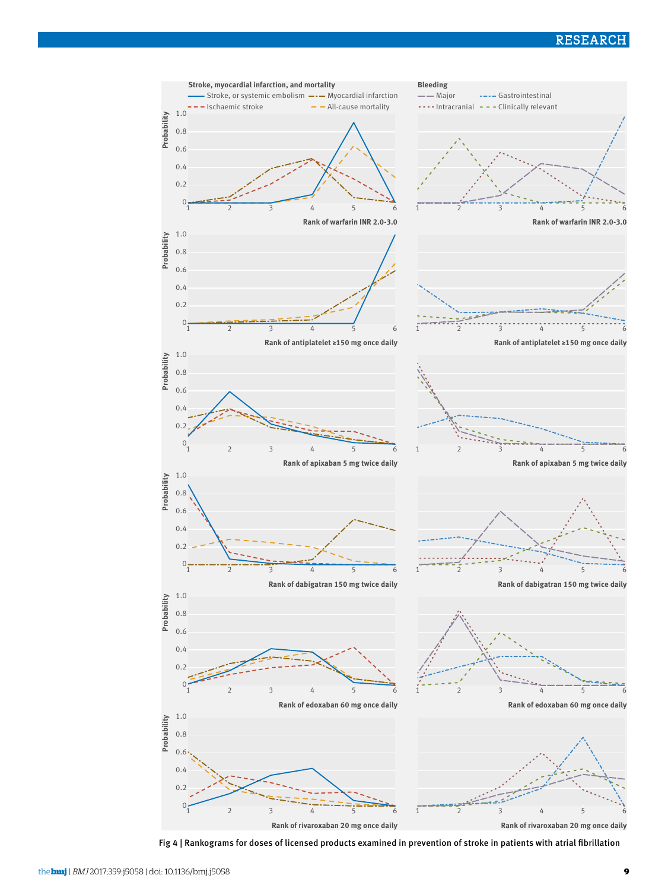Fig 4 | Rankograms for doses of licensed products examined in prevention of stroke in patients with atrial fibrillation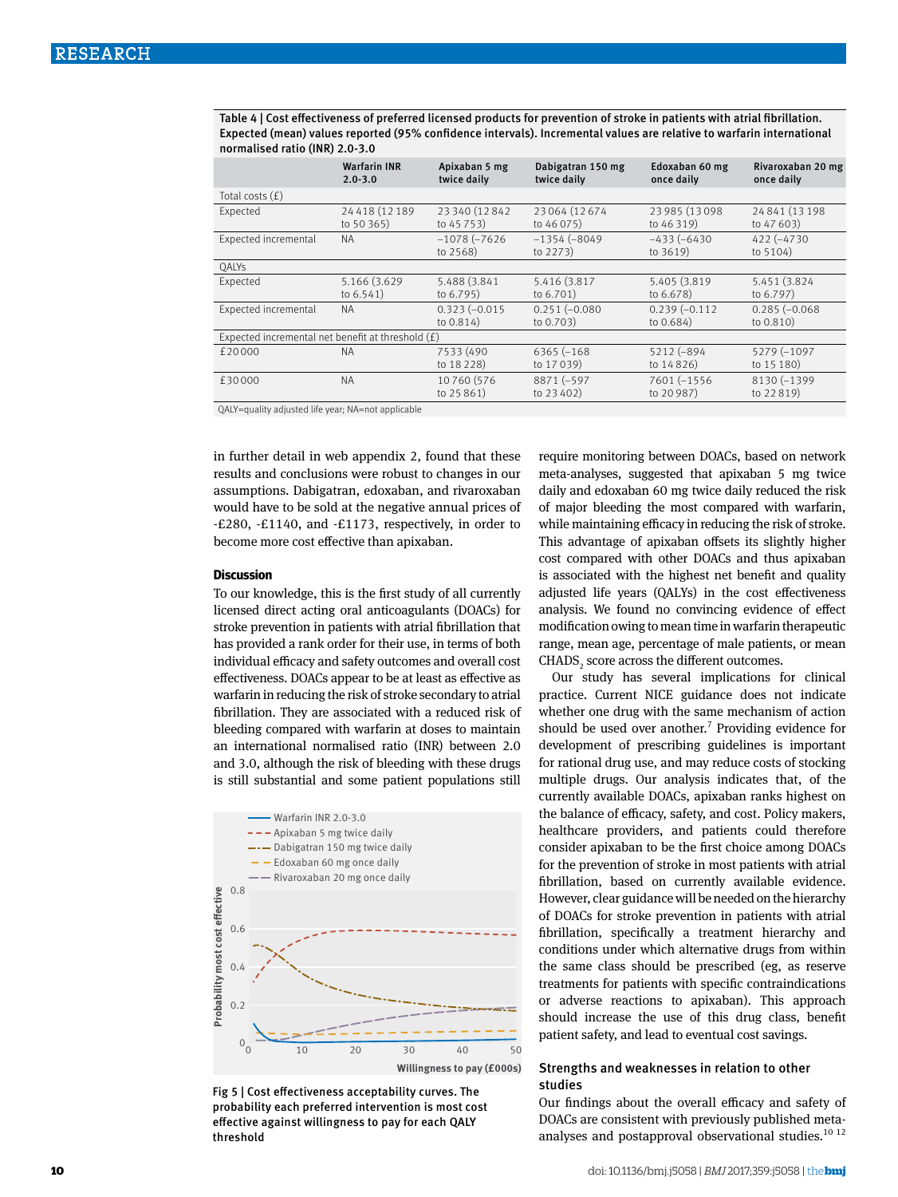Table 4 | Cost effectiveness of preferred licensed products for prevention of stroke in patients with atrial fibrillation. Expected (mean) values reported (95% confidence intervals). Incremental values are relative to warfarin international normalised ratio (INR) 2.0-3.0

| | Warfarin INR 2.0-3.0 | Apixaban 5 mg twice daily | Dabigatran 150 mg twice daily | Edoxaban 60 mg once daily | Rivaroxaban 20 mg once daily |
|---|---|---|---|---|---|
| Total costs (£) | | | | | |
| Expected | 24 418 (12 189 to 50 365) | 23 340 (12 842 to 45 753) | 23 064 (12 674 to 46 075) | 23 985 (13 098 to 46 319) | 24 841 (13 198 to 47 603) |
| Expected incremental | NA | −1078 (−7626 to 2568) | −1354 (−8049 to 2273) | −433 (−6430 to 3619) | 422 (−4730 to 5104) |
| QALYs | | | | | |
| Expected | 5.166 (3.629 to 6.541) | 5.488 (3.841 to 6.795) | 5.416 (3.817 to 6.701) | 5.405 (3.819 to 6.678) | 5.451 (3.824 to 6.797) |
| Expected incremental | NA | 0.323 (−0.015 to 0.814) | 0.251 (−0.080 to 0.703) | 0.239 (−0.112 to 0.684) | 0.285 (−0.068 to 0.810) |
| Expected incremental net benefit at threshold (£) | | | | | |
| £20 000 | NA | 7533 (490 to 18 228) | 6365 (−168 to 17 039) | 5212 (−894 to 14 826) | 5279 (−1097 to 15 180) |
| £30 000 | NA | 10 760 (576 to 25 861) | 8871 (−597 to 23 402) | 7601 (−1556 to 20 987) | 8130 (−1399 to 22 819) |

QALY=quality adjusted life year; NA=not applicable

in further detail in web appendix 2, found that these results and conclusions were robust to changes in our assumptions. Dabigatran, edoxaban, and rivaroxaban would have to be sold at the negative annual prices of -£280, -£1140, and -£1173, respectively, in order to become more cost effective than apixaban.

### Discussion

To our knowledge, this is the first study of all currently licensed direct acting oral anticoagulants (DOACs) for stroke prevention in patients with atrial fibrillation that has provided a rank order for their use, in terms of both individual efficacy and safety outcomes and overall cost effectiveness. DOACs appear to be at least as effective as warfarin in reducing the risk of stroke secondary to atrial fibrillation. They are associated with a reduced risk of bleeding compared with warfarin at doses to maintain an international normalised ratio (INR) between 2.0 and 3.0, although the risk of bleeding with these drugs is still substantial and some patient populations still require monitoring between DOACs, based on network meta-analyses, suggested that apixaban 5 mg twice daily and edoxaban 60 mg twice daily reduced the risk of major bleeding the most compared with warfarin, while maintaining efficacy in reducing the risk of stroke. This advantage of apixaban offsets its slightly higher cost compared with other DOACs and thus apixaban is associated with the highest net benefit and quality adjusted life years (QALYs) in the cost effectiveness analysis. We found no convincing evidence of effect modification owing to mean time in warfarin therapeutic range, mean age, percentage of male patients, or mean $CHADS_2$ score across the different outcomes.

Warfarin INR 2.0-3.0
Apixaban 5 mg twice daily
Dabigatran 150 mg twice daily
Edoxaban 60 mg once daily
Rivaroxaban 20 mg once daily
Probability most cost effective
0.8
0.6
0.4
0.2
0
0
10
20
30
40
50
Willingness to pay (£000s)

Fig 5 | Cost effectiveness acceptability curves. The probability each preferred intervention is most cost effective against willingness to pay for each QALY threshold

Our study has several implications for clinical practice. Current NICE guidance does not indicate whether one drug with the same mechanism of action should be used over another.[7] Providing evidence for development of prescribing guidelines is important for rational drug use, and may reduce costs of stocking multiple drugs. Our analysis indicates that, of the currently available DOACs, apixaban ranks highest on the balance of efficacy, safety, and cost. Policy makers, healthcare providers, and patients could therefore consider apixaban to be the first choice among DOACs for the prevention of stroke in most patients with atrial fibrillation, based on currently available evidence. However, clear guidance will be needed on the hierarchy of DOACs for stroke prevention in patients with atrial fibrillation, specifically a treatment hierarchy and conditions under which alternative drugs from within the same class should be prescribed (eg, as reserve treatments for patients with specific contraindications or adverse reactions to apixaban). This approach should increase the use of this drug class, benefit patient safety, and lead to eventual cost savings.

### Strengths and weaknesses in relation to other studies

Our findings about the overall efficacy and safety of DOACs are consistent with previously published meta-analyses and postapproval observational studies.[10 12]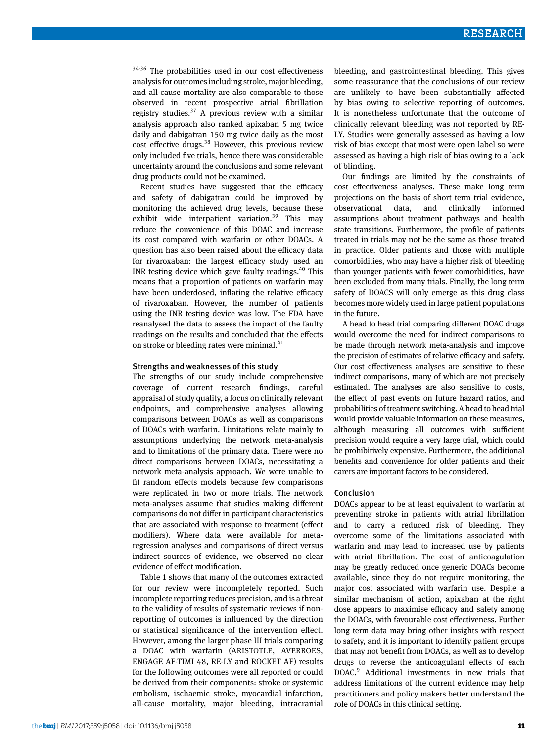[34-36] The probabilities used in our cost effectiveness analysis for outcomes including stroke, major bleeding, and all-cause mortality are also comparable to those observed in recent prospective atrial fibrillation registry studies.[37] A previous review with a similar analysis approach also ranked apixaban 5 mg twice daily and dabigatran 150 mg twice daily as the most cost effective drugs.[38] However, this previous review only included five trials, hence there was considerable uncertainty around the conclusions and some relevant drug products could not be examined.

Recent studies have suggested that the efficacy and safety of dabigatran could be improved by monitoring the achieved drug levels, because these exhibit wide interpatient variation.[39] This may reduce the convenience of this DOAC and increase its cost compared with warfarin or other DOACs. A question has also been raised about the efficacy data for rivaroxaban: the largest efficacy study used an INR testing device which gave faulty readings.[40] This means that a proportion of patients on warfarin may have been underdosed, inflating the relative efficacy of rivaroxaban. However, the number of patients using the INR testing device was low. The FDA have reanalysed the data to assess the impact of the faulty readings on the results and concluded that the effects on stroke or bleeding rates were minimal.[41]

### Strengths and weaknesses of this study

The strengths of our study include comprehensive coverage of current research findings, careful appraisal of study quality, a focus on clinically relevant endpoints, and comprehensive analyses allowing comparisons between DOACs as well as comparisons of DOACs with warfarin. Limitations relate mainly to assumptions underlying the network meta-analysis and to limitations of the primary data. There were no direct comparisons between DOACs, necessitating a network meta-analysis approach. We were unable to fit random effects models because few comparisons were replicated in two or more trials. The network meta-analyses assume that studies making different comparisons do not differ in participant characteristics that are associated with response to treatment (effect modifiers). Where data were available for meta-regression analyses and comparisons of direct versus indirect sources of evidence, we observed no clear evidence of effect modification.

Table 1 shows that many of the outcomes extracted for our review were incompletely reported. Such incomplete reporting reduces precision, and is a threat to the validity of results of systematic reviews if non-reporting of outcomes is influenced by the direction or statistical significance of the intervention effect. However, among the larger phase III trials comparing a DOAC with warfarin (ARISTOTLE, AVERROES, ENGAGE AF-TIMI 48, RE-LY and ROCKET AF) results for the following outcomes were all reported or could be derived from their components: stroke or systemic embolism, ischaemic stroke, myocardial infarction, all-cause mortality, major bleeding, intracranial bleeding, and gastrointestinal bleeding. This gives some reassurance that the conclusions of our review are unlikely to have been substantially affected by bias owing to selective reporting of outcomes. It is nonetheless unfortunate that the outcome of clinically relevant bleeding was not reported by RE-LY. Studies were generally assessed as having a low risk of bias except that most were open label so were assessed as having a high risk of bias owing to a lack of blinding.

Our findings are limited by the constraints of cost effectiveness analyses. These make long term projections on the basis of short term trial evidence, observational data, and clinically informed assumptions about treatment pathways and health state transitions. Furthermore, the profile of patients treated in trials may not be the same as those treated in practice. Older patients and those with multiple comorbidities, who may have a higher risk of bleeding than younger patients with fewer comorbidities, have been excluded from many trials. Finally, the long term safety of DOACS will only emerge as this drug class becomes more widely used in large patient populations in the future.

A head to head trial comparing different DOAC drugs would overcome the need for indirect comparisons to be made through network meta-analysis and improve the precision of estimates of relative efficacy and safety. Our cost effectiveness analyses are sensitive to these indirect comparisons, many of which are not precisely estimated. The analyses are also sensitive to costs, the effect of past events on future hazard ratios, and probabilities of treatment switching. A head to head trial would provide valuable information on these measures, although measuring all outcomes with sufficient precision would require a very large trial, which could be prohibitively expensive. Furthermore, the additional benefits and convenience for older patients and their carers are important factors to be considered.

### Conclusion

DOACs appear to be at least equivalent to warfarin at preventing stroke in patients with atrial fibrillation and to carry a reduced risk of bleeding. They overcome some of the limitations associated with warfarin and may lead to increased use by patients with atrial fibrillation. The cost of anticoagulation may be greatly reduced once generic DOACs become available, since they do not require monitoring, the major cost associated with warfarin use. Despite a similar mechanism of action, apixaban at the right dose appears to maximise efficacy and safety among the DOACs, with favourable cost effectiveness. Further long term data may bring other insights with respect to safety, and it is important to identify patient groups that may not benefit from DOACs, as well as to develop drugs to reverse the anticoagulant effects of each DOAC.[9] Additional investments in new trials that address limitations of the current evidence may help practitioners and policy makers better understand the role of DOACs in this clinical setting.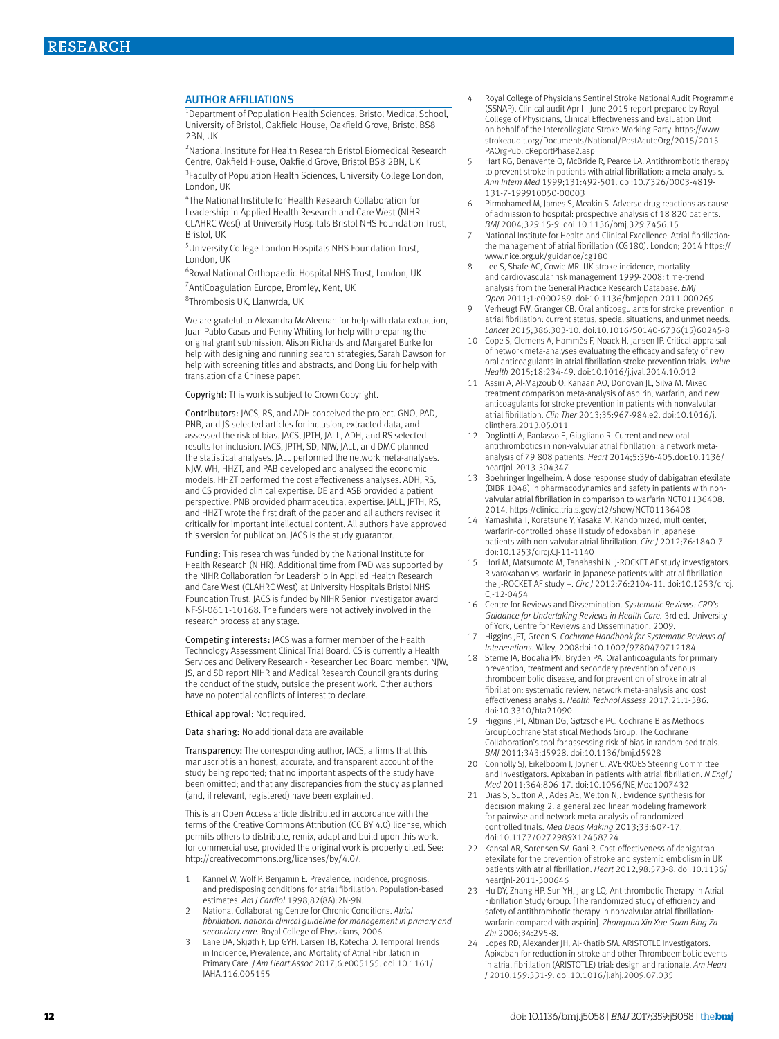## AUTHOR AFFILIATIONS

[1]Department of Population Health Sciences, Bristol Medical School, University of Bristol, Oakfield House, Oakfield Grove, Bristol BS8 2BN, UK

[2]National Institute for Health Research Bristol Biomedical Research Centre, Oakfield House, Oakfield Grove, Bristol BS8 2BN, UK

[3]Faculty of Population Health Sciences, University College London, London, UK

[4]The National Institute for Health Research Collaboration for Leadership in Applied Health Research and Care West (NIHR CLAHRC West) at University Hospitals Bristol NHS Foundation Trust, Bristol, UK

[5]University College London Hospitals NHS Foundation Trust, London, UK

[6]Royal National Orthopaedic Hospital NHS Trust, London, UK

[7]AntiCoagulation Europe, Bromley, Kent, UK

[8]Thrombosis UK, Llanwrda, UK

We are grateful to Alexandra McAleenan for help with data extraction, Juan Pablo Casas and Penny Whiting for help with preparing the original grant submission, Alison Richards and Margaret Burke for help with designing and running search strategies, Sarah Dawson for help with screening titles and abstracts, and Dong Liu for help with translation of a Chinese paper.

Copyright: This work is subject to Crown Copyright.

Contributors: JACS, RS, and ADH conceived the project. GNO, PAD, PNB, and JS selected articles for inclusion, extracted data, and assessed the risk of bias. JACS, JPTH, JALL, ADH, and RS selected results for inclusion. JACS, JPTH, SD, NJW, JALL, and DMC planned the statistical analyses. JALL performed the network meta-analyses. NJW, WH, HHZT, and PAB developed and analysed the economic models. HHZT performed the cost effectiveness analyses. ADH, RS, and CS provided clinical expertise. DE and ASB provided a patient perspective. PNB provided pharmaceutical expertise. JALL, JPTH, RS, and HHZT wrote the first draft of the paper and all authors revised it critically for important intellectual content. All authors have approved this version for publication. JACS is the study guarantor.

Funding: This research was funded by the National Institute for Health Research (NIHR). Additional time from PAD was supported by the NIHR Collaboration for Leadership in Applied Health Research and Care West (CLAHRC West) at University Hospitals Bristol NHS Foundation Trust. JACS is funded by NIHR Senior Investigator award NF-SI-0611-10168. The funders were not actively involved in the research process at any stage.

Competing interests: JACS was a former member of the Health Technology Assessment Clinical Trial Board. CS is currently a Health Services and Delivery Research - Researcher Led Board member. NJW, JS, and SD report NIHR and Medical Research Council grants during the conduct of the study, outside the present work. Other authors have no potential conflicts of interest to declare.

Ethical approval: Not required.

Data sharing: No additional data are available

Transparency: The corresponding author, JACS, affirms that this manuscript is an honest, accurate, and transparent account of the study being reported; that no important aspects of the study have been omitted; and that any discrepancies from the study as planned (and, if relevant, registered) have been explained.

This is an Open Access article distributed in accordance with the terms of the Creative Commons Attribution (CC BY 4.0) license, which permits others to distribute, remix, adapt and build upon this work, for commercial use, provided the original work is properly cited. See: http://creativecommons.org/licenses/by/4.0/.

1. Kannel W, Wolf P, Benjamin E. Prevalence, incidence, prognosis, and predisposing conditions for atrial fibrillation: Population-based estimates. *Am J Cardiol* 1998;82(8A):2N-9N.
2. National Collaborating Centre for Chronic Conditions. *Atrial fibrillation: national clinical guideline for management in primary and secondary care.* Royal College of Physicians, 2006.
3. Lane DA, Skjøth F, Lip GYH, Larsen TB, Kotecha D. Temporal Trends in Incidence, Prevalence, and Mortality of Atrial Fibrillation in Primary Care. *J Am Heart Assoc* 2017;6:e005155. doi:10.1161/JAHA.116.005155
4. Royal College of Physicians Sentinel Stroke National Audit Programme (SSNAP). Clinical audit April - June 2015 report prepared by Royal College of Physicians, Clinical Effectiveness and Evaluation Unit on behalf of the Intercollegiate Stroke Working Party. https://www.strokeaudit.org/Documents/National/PostAcuteOrg/2015/2015-PAOrgPublicReportPhase2.asp
5. Hart RG, Benavente O, McBride R, Pearce LA. Antithrombotic therapy to prevent stroke in patients with atrial fibrillation: a meta-analysis. *Ann Intern Med* 1999;131:492-501. doi:10.7326/0003-4819-131-7-199910050-00003
6. Pirmohamed M, James S, Meakin S. Adverse drug reactions as cause of admission to hospital: prospective analysis of 18 820 patients. *BMJ* 2004;329:15-9. doi:10.1136/bmj.329.7456.15
7. National Institute for Health and Clinical Excellence. Atrial fibrillation: the management of atrial fibrillation (CG180). London; 2014 https://www.nice.org.uk/guidance/cg180
8. Lee S, Shafe AC, Cowie MR. UK stroke incidence, mortality and cardiovascular risk management 1999-2008: time-trend analysis from the General Practice Research Database. *BMJ Open* 2011;1:e000269. doi:10.1136/bmjopen-2011-000269
9. Verheugt FW, Granger CB. Oral anticoagulants for stroke prevention in atrial fibrillation: current status, special situations, and unmet needs. *Lancet* 2015;386:303-10. doi:10.1016/S0140-6736(15)60245-8
10. Cope S, Clemens A, Hammès F, Noack H, Jansen JP. Critical appraisal of network meta-analyses evaluating the efficacy and safety of new oral anticoagulants in atrial fibrillation stroke prevention trials. *Value Health* 2015;18:234-49. doi:10.1016/j.jval.2014.10.012
11. Assiri A, Al-Majzoub O, Kanaan AO, Donovan JL, Silva M. Mixed treatment comparison meta-analysis of aspirin, warfarin, and new anticoagulants for stroke prevention in patients with nonvalvular atrial fibrillation. *Clin Ther* 2013;35:967-984.e2. doi:10.1016/j.clinthera.2013.05.011
12. Dogliotti A, Paolasso E, Giugliano R. Current and new oral antithrombotics in non-valvular atrial fibrillation: a network meta-analysis of 79 808 patients. *Heart* 2014;5:396-405.doi:10.1136/heartjnl-2013-304347
13. Boehringer Ingelheim. A dose response study of dabigatran etexilate (BIBR 1048) in pharmacodynamics and safety in patients with non-valvular atrial fibrillation in comparison to warfarin NCT01136408. 2014. https://clinicaltrials.gov/ct2/show/NCT01136408
14. Yamashita T, Koretsune Y, Yasaka M. Randomized, multicenter, warfarin-controlled phase II study of edoxaban in Japanese patients with non-valvular atrial fibrillation. *Circ J* 2012;76:1840-7. doi:10.1253/circj.CJ-11-1140
15. Hori M, Matsumoto M, Tanahashi N. J-ROCKET AF study investigators. Rivaroxaban vs. warfarin in Japanese patients with atrial fibrillation – the J-ROCKET AF study –. *Circ J* 2012;76:2104-11. doi:10.1253/circj.CJ-12-0454
16. Centre for Reviews and Dissemination. *Systematic Reviews: CRD's Guidance for Undertaking Reviews in Health Care.* 3rd ed. University of York, Centre for Reviews and Dissemination, 2009.
17. Higgins JPT, Green S. *Cochrane Handbook for Systematic Reviews of Interventions.* Wiley, 2008doi:10.1002/9780470712184.
18. Sterne JA, Bodalia PN, Bryden PA. Oral anticoagulants for primary prevention, treatment and secondary prevention of venous thromboembolic disease, and for prevention of stroke in atrial fibrillation: systematic review, network meta-analysis and cost effectiveness analysis. *Health Technol Assess* 2017;21:1-386. doi:10.3310/hta21090
19. Higgins JPT, Altman DG, Gøtzsche PC. Cochrane Bias Methods GroupCochrane Statistical Methods Group. The Cochrane Collaboration's tool for assessing risk of bias in randomised trials. *BMJ* 2011;343:d5928. doi:10.1136/bmj.d5928
20. Connolly SJ, Eikelboom J, Joyner C. AVERROES Steering Committee and Investigators. Apixaban in patients with atrial fibrillation. *N Engl J Med* 2011;364:806-17. doi:10.1056/NEJMoa1007432
21. Dias S, Sutton AJ, Ades AE, Welton NJ. Evidence synthesis for decision making 2: a generalized linear modeling framework for pairwise and network meta-analysis of randomized controlled trials. *Med Decis Making* 2013;33:607-17. doi:10.1177/0272989X12458724
22. Kansal AR, Sorensen SV, Gani R. Cost-effectiveness of dabigatran etexilate for the prevention of stroke and systemic embolism in UK patients with atrial fibrillation. *Heart* 2012;98:573-8. doi:10.1136/heartjnl-2011-300646
23. Hu DY, Zhang HP, Sun YH, Jiang LQ. Antithrombotic Therapy in Atrial Fibrillation Study Group. [The randomized study of efficiency and safety of antithrombotic therapy in nonvalvular atrial fibrillation: warfarin compared with aspirin]. *Zhonghua Xin Xue Guan Bing Za Zhi* 2006;34:295-8.
24. Lopes RD, Alexander JH, Al-Khatib SM. ARISTOTLE Investigators. Apixaban for reduction in stroke and other ThromboemboLic events in atrial fibrillation (ARISTOTLE) trial: design and rationale. *Am Heart J* 2010;159:331-9. doi:10.1016/j.ahj.2009.07.035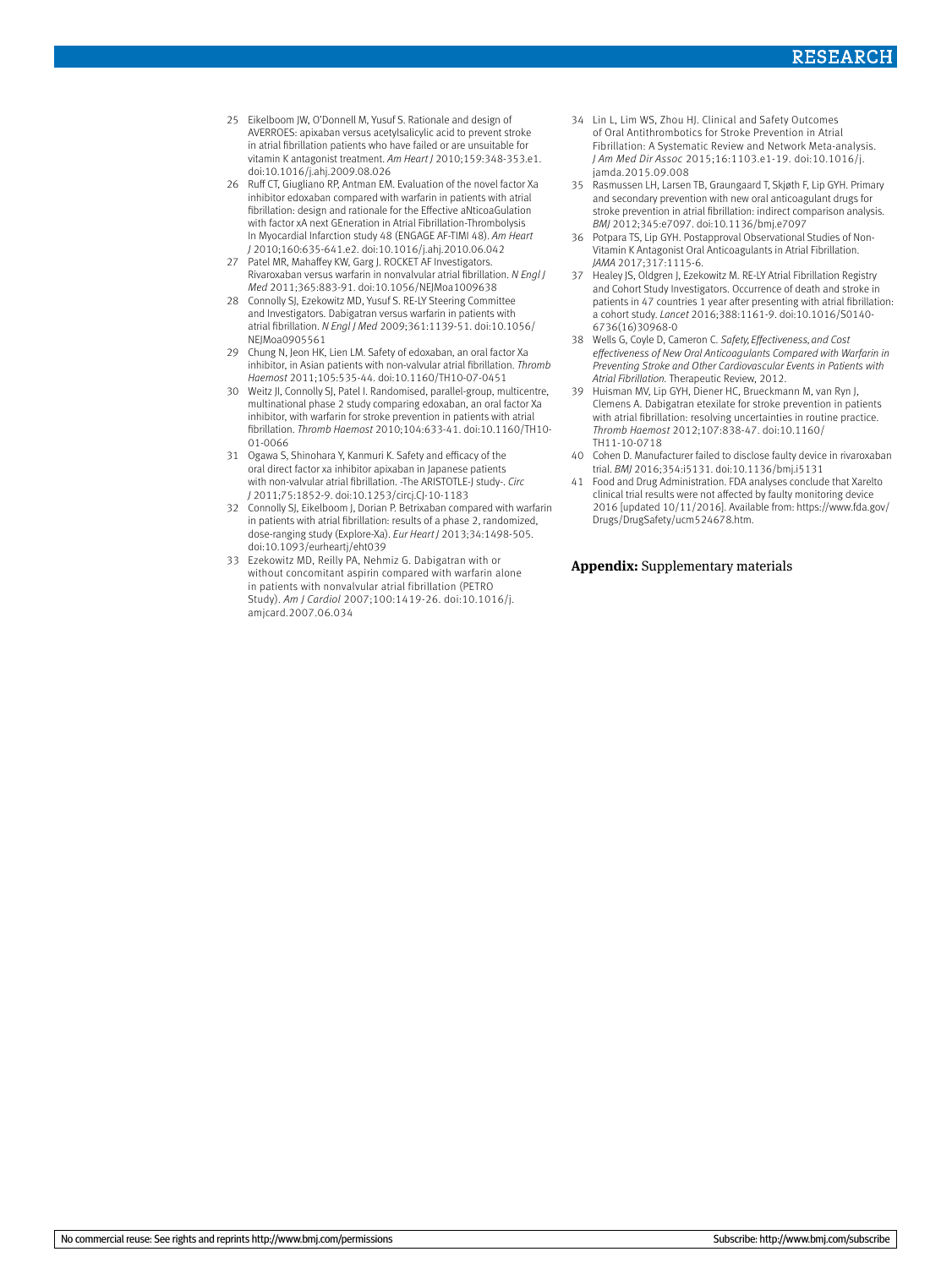25 Eikelboom JW, O'Donnell M, Yusuf S. Rationale and design of AVERROES: apixaban versus acetylsalicylic acid to prevent stroke in atrial fibrillation patients who have failed or are unsuitable for vitamin K antagonist treatment. *Am Heart J* 2010;159:348-353.e1. doi:10.1016/j.ahj.2009.08.026

26 Ruff CT, Giugliano RP, Antman EM. Evaluation of the novel factor Xa inhibitor edoxaban compared with warfarin in patients with atrial fibrillation: design and rationale for the Effective aNticoaGulation with factor xA next GEneration in Atrial Fibrillation-Thrombolysis In Myocardial Infarction study 48 (ENGAGE AF-TIMI 48). *Am Heart J* 2010;160:635-641.e2. doi:10.1016/j.ahj.2010.06.042

27 Patel MR, Mahaffey KW, Garg J. ROCKET AF Investigators. Rivaroxaban versus warfarin in nonvalvular atrial fibrillation. *N Engl J Med* 2011;365:883-91. doi:10.1056/NEJMoa1009638

28 Connolly SJ, Ezekowitz MD, Yusuf S. RE-LY Steering Committee and Investigators. Dabigatran versus warfarin in patients with atrial fibrillation. *N Engl J Med* 2009;361:1139-51. doi:10.1056/NEJMoa0905561

29 Chung N, Jeon HK, Lien LM. Safety of edoxaban, an oral factor Xa inhibitor, in Asian patients with non-valvular atrial fibrillation. *Thromb Haemost* 2011;105:535-44. doi:10.1160/TH10-07-0451

30 Weitz JI, Connolly SJ, Patel I. Randomised, parallel-group, multicentre, multinational phase 2 study comparing edoxaban, an oral factor Xa inhibitor, with warfarin for stroke prevention in patients with atrial fibrillation. *Thromb Haemost* 2010;104:633-41. doi:10.1160/TH10-01-0066

31 Ogawa S, Shinohara Y, Kanmuri K. Safety and efficacy of the oral direct factor xa inhibitor apixaban in Japanese patients with non-valvular atrial fibrillation. -The ARISTOTLE-J study-. *Circ J* 2011;75:1852-9. doi:10.1253/circj.CJ-10-1183

32 Connolly SJ, Eikelboom J, Dorian P. Betrixaban compared with warfarin in patients with atrial fibrillation: results of a phase 2, randomized, dose-ranging study (Explore-Xa). *Eur Heart J* 2013;34:1498-505. doi:10.1093/eurheartj/eht039

33 Ezekowitz MD, Reilly PA, Nehmiz G. Dabigatran with or without concomitant aspirin compared with warfarin alone in patients with nonvalvular atrial fibrillation (PETRO Study). *Am J Cardiol* 2007;100:1419-26. doi:10.1016/j.amjcard.2007.06.034

34 Lin L, Lim WS, Zhou HJ. Clinical and Safety Outcomes of Oral Antithrombotics for Stroke Prevention in Atrial Fibrillation: A Systematic Review and Network Meta-analysis. *J Am Med Dir Assoc* 2015;16:1103.e1-19. doi:10.1016/j.jamda.2015.09.008

35 Rasmussen LH, Larsen TB, Graungaard T, Skjøth F, Lip GYH. Primary and secondary prevention with new oral anticoagulant drugs for stroke prevention in atrial fibrillation: indirect comparison analysis. *BMJ* 2012;345:e7097. doi:10.1136/bmj.e7097

36 Potpara TS, Lip GYH. Postapproval Observational Studies of Non-Vitamin K Antagonist Oral Anticoagulants in Atrial Fibrillation. *JAMA* 2017;317:1115-6.

37 Healey JS, Oldgren J, Ezekowitz M. RE-LY Atrial Fibrillation Registry and Cohort Study Investigators. Occurrence of death and stroke in patients in 47 countries 1 year after presenting with atrial fibrillation: a cohort study. *Lancet* 2016;388:1161-9. doi:10.1016/S0140-6736(16)30968-0

38 Wells G, Coyle D, Cameron C. *Safety, Effectiveness, and Cost effectiveness of New Oral Anticoagulants Compared with Warfarin in Preventing Stroke and Other Cardiovascular Events in Patients with Atrial Fibrillation.* Therapeutic Review, 2012.

39 Huisman MV, Lip GYH, Diener HC, Brueckmann M, van Ryn J, Clemens A. Dabigatran etexilate for stroke prevention in patients with atrial fibrillation: resolving uncertainties in routine practice. *Thromb Haemost* 2012;107:838-47. doi:10.1160/TH11-10-0718

40 Cohen D. Manufacturer failed to disclose faulty device in rivaroxaban trial. *BMJ* 2016;354:i5131. doi:10.1136/bmj.i5131

41 Food and Drug Administration. FDA analyses conclude that Xarelto clinical trial results were not affected by faulty monitoring device 2016 [updated 10/11/2016]. Available from: https://www.fda.gov/Drugs/DrugSafety/ucm524678.htm.

**Appendix:** Supplementary materials